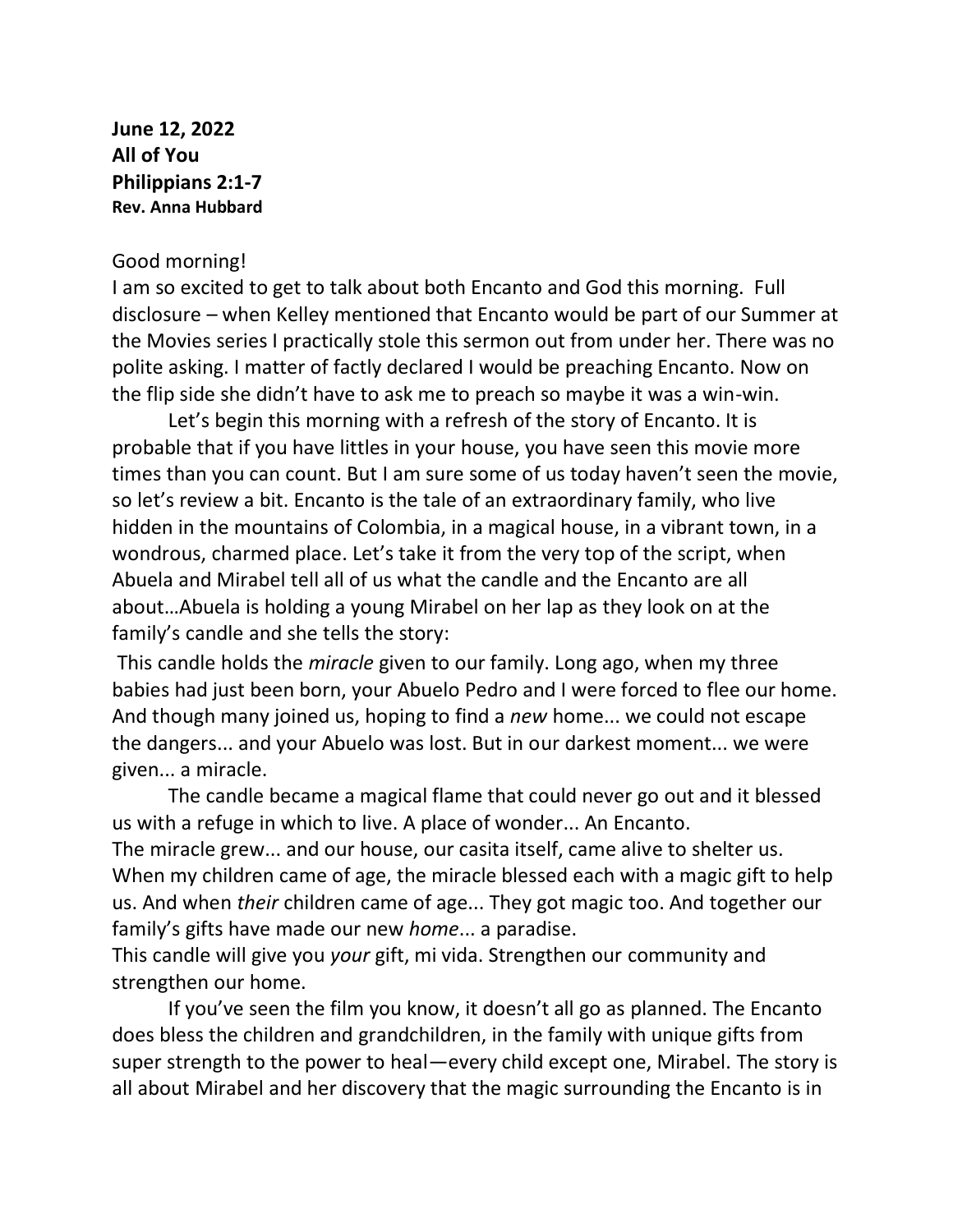**June 12, 2022**
**All of You**
**Philippians 2:1-7**
**Rev. Anna Hubbard**

Good morning!

I am so excited to get to talk about both Encanto and God this morning. Full disclosure – when Kelley mentioned that Encanto would be part of our Summer at the Movies series I practically stole this sermon out from under her. There was no polite asking. I matter of factly declared I would be preaching Encanto. Now on the flip side she didn't have to ask me to preach so maybe it was a win-win.

Let's begin this morning with a refresh of the story of Encanto. It is probable that if you have littles in your house, you have seen this movie more times than you can count. But I am sure some of us today haven't seen the movie, so let's review a bit. Encanto is the tale of an extraordinary family, who live hidden in the mountains of Colombia, in a magical house, in a vibrant town, in a wondrous, charmed place. Let's take it from the very top of the script, when Abuela and Mirabel tell all of us what the candle and the Encanto are all about…Abuela is holding a young Mirabel on her lap as they look on at the family's candle and she tells the story:

This candle holds the *miracle* given to our family. Long ago, when my three babies had just been born, your Abuelo Pedro and I were forced to flee our home. And though many joined us, hoping to find a *new* home... we could not escape the dangers... and your Abuelo was lost. But in our darkest moment... we were given... a miracle.

The candle became a magical flame that could never go out and it blessed us with a refuge in which to live. A place of wonder... An Encanto.

The miracle grew... and our house, our casita itself, came alive to shelter us. When my children came of age, the miracle blessed each with a magic gift to help us. And when *their* children came of age... They got magic too. And together our family's gifts have made our new *home*... a paradise.

This candle will give you *your* gift, mi vida. Strengthen our community and strengthen our home.

If you've seen the film you know, it doesn't all go as planned. The Encanto does bless the children and grandchildren, in the family with unique gifts from super strength to the power to heal—every child except one, Mirabel. The story is all about Mirabel and her discovery that the magic surrounding the Encanto is in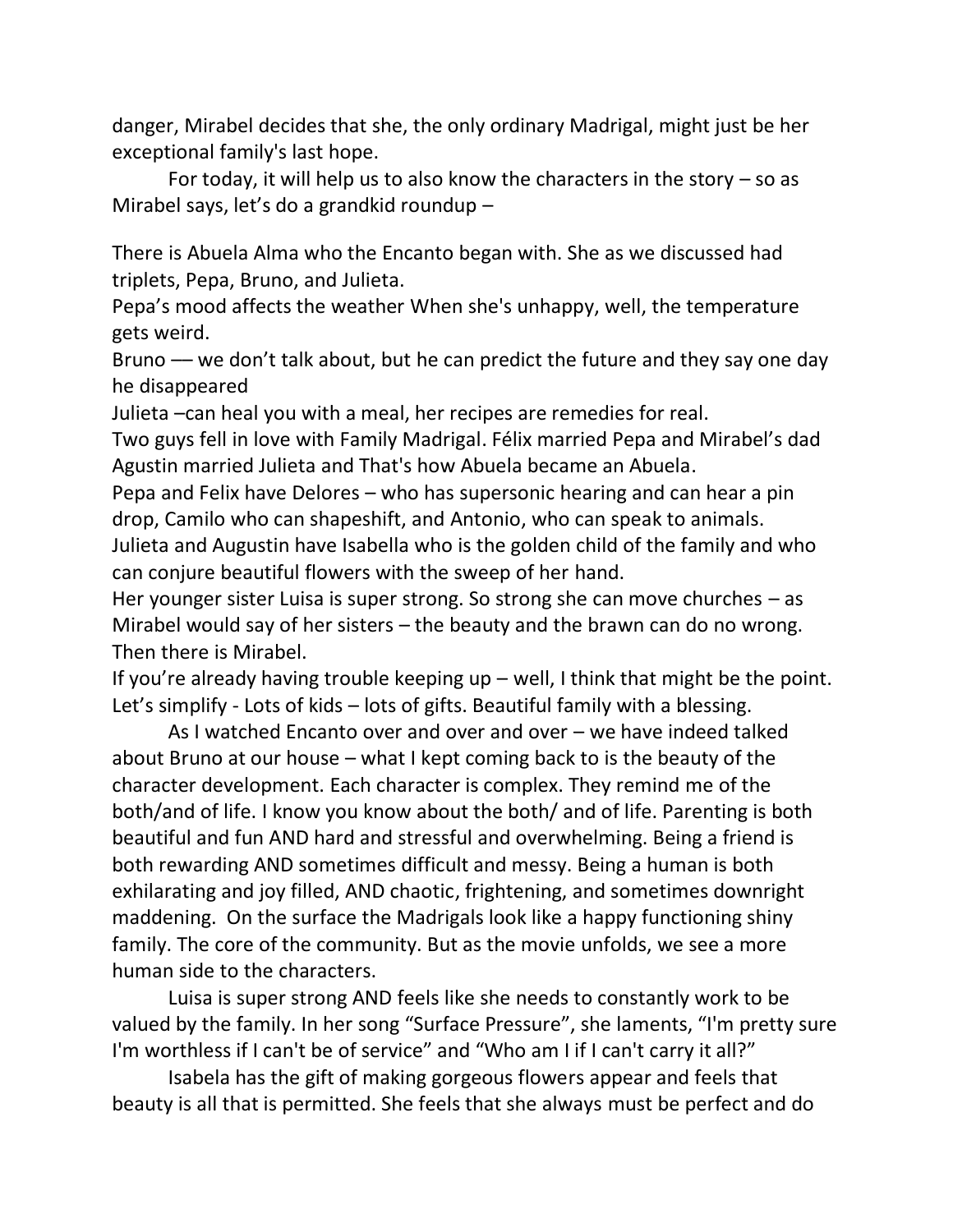danger, Mirabel decides that she, the only ordinary Madrigal, might just be her exceptional family's last hope.

For today, it will help us to also know the characters in the story – so as Mirabel says, let's do a grandkid roundup –

There is Abuela Alma who the Encanto began with. She as we discussed had triplets, Pepa, Bruno, and Julieta.

Pepa's mood affects the weather When she's unhappy, well, the temperature gets weird.

Bruno –– we don't talk about, but he can predict the future and they say one day he disappeared

Julieta –can heal you with a meal, her recipes are remedies for real.

Two guys fell in love with Family Madrigal. Félix married Pepa and Mirabel's dad Agustin married Julieta and That's how Abuela became an Abuela.

Pepa and Felix have Delores – who has supersonic hearing and can hear a pin drop, Camilo who can shapeshift, and Antonio, who can speak to animals.

Julieta and Augustin have Isabella who is the golden child of the family and who can conjure beautiful flowers with the sweep of her hand.

Her younger sister Luisa is super strong. So strong she can move churches – as Mirabel would say of her sisters – the beauty and the brawn can do no wrong.

Then there is Mirabel.

If you're already having trouble keeping up – well, I think that might be the point. Let's simplify - Lots of kids – lots of gifts. Beautiful family with a blessing.

As I watched Encanto over and over and over – we have indeed talked about Bruno at our house – what I kept coming back to is the beauty of the character development. Each character is complex. They remind me of the both/and of life. I know you know about the both/ and of life. Parenting is both beautiful and fun AND hard and stressful and overwhelming. Being a friend is both rewarding AND sometimes difficult and messy. Being a human is both exhilarating and joy filled, AND chaotic, frightening, and sometimes downright maddening. On the surface the Madrigals look like a happy functioning shiny family. The core of the community. But as the movie unfolds, we see a more human side to the characters.

Luisa is super strong AND feels like she needs to constantly work to be valued by the family. In her song "Surface Pressure", she laments, "I'm pretty sure I'm worthless if I can't be of service" and "Who am I if I can't carry it all?"

Isabela has the gift of making gorgeous flowers appear and feels that beauty is all that is permitted. She feels that she always must be perfect and do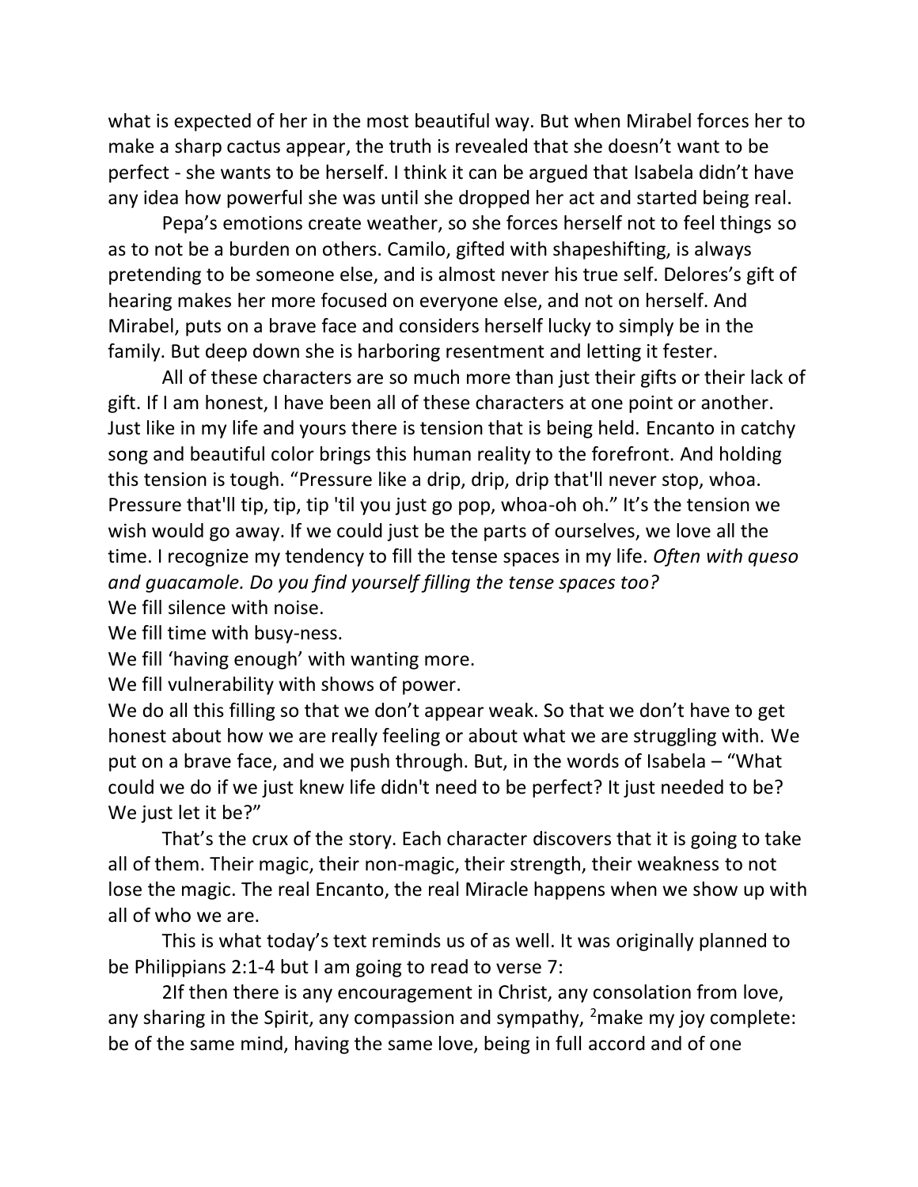what is expected of her in the most beautiful way. But when Mirabel forces her to make a sharp cactus appear, the truth is revealed that she doesn't want to be perfect - she wants to be herself. I think it can be argued that Isabela didn't have any idea how powerful she was until she dropped her act and started being real.

Pepa's emotions create weather, so she forces herself not to feel things so as to not be a burden on others. Camilo, gifted with shapeshifting, is always pretending to be someone else, and is almost never his true self. Delores's gift of hearing makes her more focused on everyone else, and not on herself. And Mirabel, puts on a brave face and considers herself lucky to simply be in the family. But deep down she is harboring resentment and letting it fester.

All of these characters are so much more than just their gifts or their lack of gift. If I am honest, I have been all of these characters at one point or another. Just like in my life and yours there is tension that is being held. Encanto in catchy song and beautiful color brings this human reality to the forefront. And holding this tension is tough. "Pressure like a drip, drip, drip that'll never stop, whoa. Pressure that'll tip, tip, tip 'til you just go pop, whoa-oh oh." It's the tension we wish would go away. If we could just be the parts of ourselves, we love all the time. I recognize my tendency to fill the tense spaces in my life. *Often with queso and guacamole. Do you find yourself filling the tense spaces too?*

We fill silence with noise.
We fill time with busy-ness.
We fill 'having enough' with wanting more.
We fill vulnerability with shows of power.
We do all this filling so that we don't appear weak. So that we don't have to get honest about how we are really feeling or about what we are struggling with. We put on a brave face, and we push through. But, in the words of Isabela – "What could we do if we just knew life didn't need to be perfect? It just needed to be? We just let it be?"

That's the crux of the story. Each character discovers that it is going to take all of them. Their magic, their non-magic, their strength, their weakness to not lose the magic. The real Encanto, the real Miracle happens when we show up with all of who we are.

This is what today's text reminds us of as well. It was originally planned to be Philippians 2:1-4 but I am going to read to verse 7:

2If then there is any encouragement in Christ, any consolation from love, any sharing in the Spirit, any compassion and sympathy, 2make my joy complete: be of the same mind, having the same love, being in full accord and of one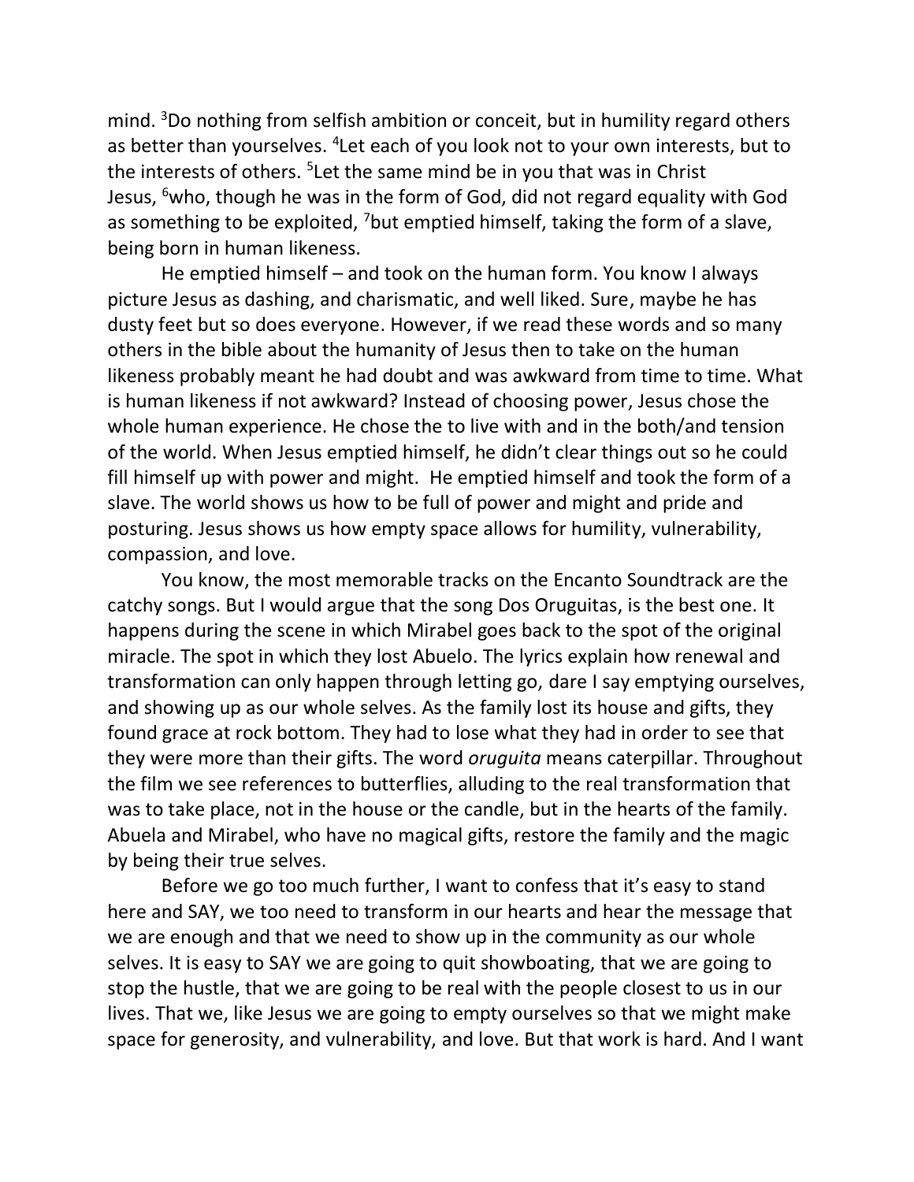mind. [3]Do nothing from selfish ambition or conceit, but in humility regard others as better than yourselves. [4]Let each of you look not to your own interests, but to the interests of others. [5]Let the same mind be in you that was in Christ Jesus, [6]who, though he was in the form of God, did not regard equality with God as something to be exploited, [7]but emptied himself, taking the form of a slave, being born in human likeness.

He emptied himself – and took on the human form. You know I always picture Jesus as dashing, and charismatic, and well liked. Sure, maybe he has dusty feet but so does everyone. However, if we read these words and so many others in the bible about the humanity of Jesus then to take on the human likeness probably meant he had doubt and was awkward from time to time. What is human likeness if not awkward? Instead of choosing power, Jesus chose the whole human experience. He chose the to live with and in the both/and tension of the world. When Jesus emptied himself, he didn't clear things out so he could fill himself up with power and might. He emptied himself and took the form of a slave. The world shows us how to be full of power and might and pride and posturing. Jesus shows us how empty space allows for humility, vulnerability, compassion, and love.

You know, the most memorable tracks on the Encanto Soundtrack are the catchy songs. But I would argue that the song Dos Oruguitas, is the best one. It happens during the scene in which Mirabel goes back to the spot of the original miracle. The spot in which they lost Abuelo. The lyrics explain how renewal and transformation can only happen through letting go, dare I say emptying ourselves, and showing up as our whole selves. As the family lost its house and gifts, they found grace at rock bottom. They had to lose what they had in order to see that they were more than their gifts. The word *oruguita* means caterpillar. Throughout the film we see references to butterflies, alluding to the real transformation that was to take place, not in the house or the candle, but in the hearts of the family. Abuela and Mirabel, who have no magical gifts, restore the family and the magic by being their true selves.

Before we go too much further, I want to confess that it's easy to stand here and SAY, we too need to transform in our hearts and hear the message that we are enough and that we need to show up in the community as our whole selves. It is easy to SAY we are going to quit showboating, that we are going to stop the hustle, that we are going to be real with the people closest to us in our lives. That we, like Jesus we are going to empty ourselves so that we might make space for generosity, and vulnerability, and love. But that work is hard. And I want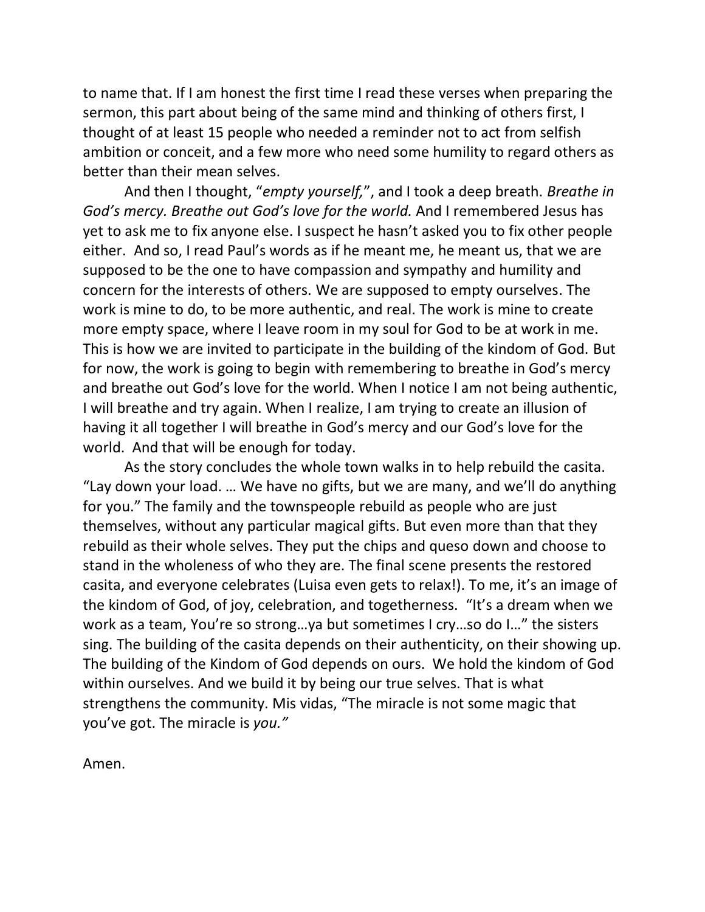to name that. If I am honest the first time I read these verses when preparing the sermon, this part about being of the same mind and thinking of others first, I thought of at least 15 people who needed a reminder not to act from selfish ambition or conceit, and a few more who need some humility to regard others as better than their mean selves.

And then I thought, "*empty yourself,*", and I took a deep breath. *Breathe in God's mercy. Breathe out God's love for the world.* And I remembered Jesus has yet to ask me to fix anyone else. I suspect he hasn't asked you to fix other people either. And so, I read Paul's words as if he meant me, he meant us, that we are supposed to be the one to have compassion and sympathy and humility and concern for the interests of others. We are supposed to empty ourselves. The work is mine to do, to be more authentic, and real. The work is mine to create more empty space, where I leave room in my soul for God to be at work in me. This is how we are invited to participate in the building of the kindom of God. But for now, the work is going to begin with remembering to breathe in God's mercy and breathe out God's love for the world. When I notice I am not being authentic, I will breathe and try again. When I realize, I am trying to create an illusion of having it all together I will breathe in God's mercy and our God's love for the world. And that will be enough for today.

As the story concludes the whole town walks in to help rebuild the casita. "Lay down your load. … We have no gifts, but we are many, and we'll do anything for you." The family and the townspeople rebuild as people who are just themselves, without any particular magical gifts. But even more than that they rebuild as their whole selves. They put the chips and queso down and choose to stand in the wholeness of who they are. The final scene presents the restored casita, and everyone celebrates (Luisa even gets to relax!). To me, it's an image of the kindom of God, of joy, celebration, and togetherness. "It's a dream when we work as a team, You're so strong…ya but sometimes I cry…so do I…" the sisters sing. The building of the casita depends on their authenticity, on their showing up. The building of the Kindom of God depends on ours. We hold the kindom of God within ourselves. And we build it by being our true selves. That is what strengthens the community. Mis vidas, "The miracle is not some magic that you've got. The miracle is *you."*

Amen.